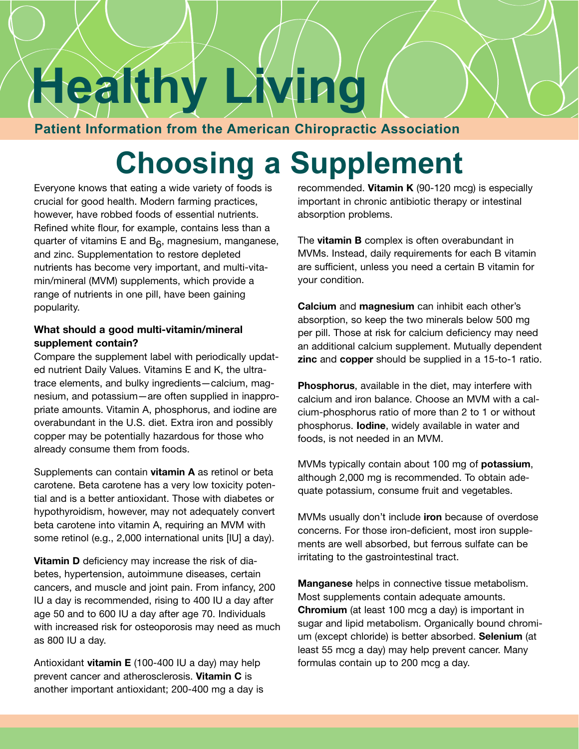# Healthy Living

**Patient Information from the American Chiropractic Association**

# Choosing a Supplement

Everyone knows that eating a wide variety of foods is crucial for good health. Modern farming practices, however, have robbed foods of essential nutrients. Refined white flour, for example, contains less than a quarter of vitamins E and $B_6$, magnesium, manganese, and zinc. Supplementation to restore depleted nutrients has become very important, and multi-vitamin/mineral (MVM) supplements, which provide a range of nutrients in one pill, have been gaining popularity.

### What should a good multi-vitamin/mineral supplement contain?

Compare the supplement label with periodically updated nutrient Daily Values. Vitamins E and K, the ultratrace elements, and bulky ingredients—calcium, magnesium, and potassium—are often supplied in inappropriate amounts. Vitamin A, phosphorus, and iodine are overabundant in the U.S. diet. Extra iron and possibly copper may be potentially hazardous for those who already consume them from foods.

Supplements can contain **vitamin A** as retinol or beta carotene. Beta carotene has a very low toxicity potential and is a better antioxidant. Those with diabetes or hypothyroidism, however, may not adequately convert beta carotene into vitamin A, requiring an MVM with some retinol (e.g., 2,000 international units [IU] a day).

**Vitamin D** deficiency may increase the risk of diabetes, hypertension, autoimmune diseases, certain cancers, and muscle and joint pain. From infancy, 200 IU a day is recommended, rising to 400 IU a day after age 50 and to 600 IU a day after age 70. Individuals with increased risk for osteoporosis may need as much as 800 IU a day.

Antioxidant **vitamin E** (100-400 IU a day) may help prevent cancer and atherosclerosis. **Vitamin C** is another important antioxidant; 200-400 mg a day is recommended. **Vitamin K** (90-120 mcg) is especially important in chronic antibiotic therapy or intestinal absorption problems.

The **vitamin B** complex is often overabundant in MVMs. Instead, daily requirements for each B vitamin are sufficient, unless you need a certain B vitamin for your condition.

**Calcium** and **magnesium** can inhibit each other's absorption, so keep the two minerals below 500 mg per pill. Those at risk for calcium deficiency may need an additional calcium supplement. Mutually dependent **zinc** and **copper** should be supplied in a 15-to-1 ratio.

**Phosphorus**, available in the diet, may interfere with calcium and iron balance. Choose an MVM with a calcium-phosphorus ratio of more than 2 to 1 or without phosphorus. **Iodine**, widely available in water and foods, is not needed in an MVM.

MVMs typically contain about 100 mg of **potassium**, although 2,000 mg is recommended. To obtain adequate potassium, consume fruit and vegetables.

MVMs usually don't include **iron** because of overdose concerns. For those iron-deficient, most iron supplements are well absorbed, but ferrous sulfate can be irritating to the gastrointestinal tract.

**Manganese** helps in connective tissue metabolism. Most supplements contain adequate amounts. **Chromium** (at least 100 mcg a day) is important in sugar and lipid metabolism. Organically bound chromium (except chloride) is better absorbed. **Selenium** (at least 55 mcg a day) may help prevent cancer. Many formulas contain up to 200 mcg a day.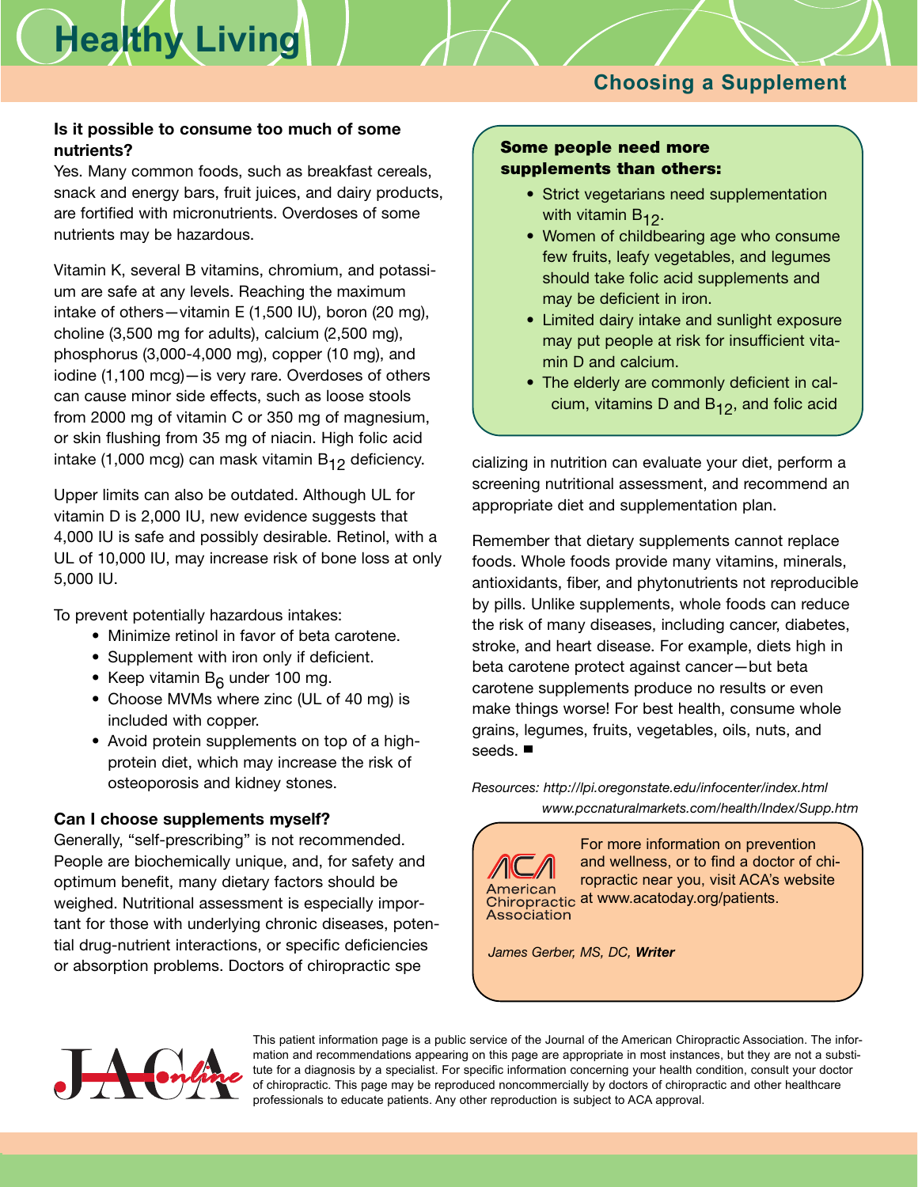# Healthy Living

## Choosing a Supplement

### Is it possible to consume too much of some nutrients?

Yes. Many common foods, such as breakfast cereals, snack and energy bars, fruit juices, and dairy products, are fortified with micronutrients. Overdoses of some nutrients may be hazardous.

Vitamin K, several B vitamins, chromium, and potassium are safe at any levels. Reaching the maximum intake of others—vitamin E (1,500 IU), boron (20 mg), choline (3,500 mg for adults), calcium (2,500 mg), phosphorus (3,000-4,000 mg), copper (10 mg), and iodine (1,100 mcg)—is very rare. Overdoses of others can cause minor side effects, such as loose stools from 2000 mg of vitamin C or 350 mg of magnesium, or skin flushing from 35 mg of niacin. High folic acid intake (1,000 mcg) can mask vitamin $B_{12}$ deficiency.

Upper limits can also be outdated. Although UL for vitamin D is 2,000 IU, new evidence suggests that 4,000 IU is safe and possibly desirable. Retinol, with a UL of 10,000 IU, may increase risk of bone loss at only 5,000 IU.

To prevent potentially hazardous intakes:

- Minimize retinol in favor of beta carotene.
- Supplement with iron only if deficient.
- Keep vitamin $B_6$ under 100 mg.
- Choose MVMs where zinc (UL of 40 mg) is included with copper.
- Avoid protein supplements on top of a high-protein diet, which may increase the risk of osteoporosis and kidney stones.

### Can I choose supplements myself?

Generally, “self-prescribing” is not recommended. People are biochemically unique, and, for safety and optimum benefit, many dietary factors should be weighed. Nutritional assessment is especially important for those with underlying chronic diseases, potential drug-nutrient interactions, or specific deficiencies or absorption problems. Doctors of chiropractic specializing in nutrition can evaluate your diet, perform a screening nutritional assessment, and recommend an appropriate diet and supplementation plan.

**Some people need more supplements than others:**

- Strict vegetarians need supplementation with vitamin $B_{12}$.
- Women of childbearing age who consume few fruits, leafy vegetables, and legumes should take folic acid supplements and may be deficient in iron.
- Limited dairy intake and sunlight exposure may put people at risk for insufficient vitamin D and calcium.
- The elderly are commonly deficient in calcium, vitamins D and $B_{12}$, and folic acid

Remember that dietary supplements cannot replace foods. Whole foods provide many vitamins, minerals, antioxidants, fiber, and phytonutrients not reproducible by pills. Unlike supplements, whole foods can reduce the risk of many diseases, including cancer, diabetes, stroke, and heart disease. For example, diets high in beta carotene protect against cancer—but beta carotene supplements produce no results or even make things worse! For best health, consume whole grains, legumes, fruits, vegetables, oils, nuts, and seeds. ■

*Resources: http://lpi.oregonstate.edu/infocenter/index.html*
*www.pccnaturalmarkets.com/health/Index/Supp.htm*

ACA American Chiropractic Association

For more information on prevention and wellness, or to find a doctor of chiropractic near you, visit ACA’s website at www.acatoday.org/patients.

*James Gerber, MS, DC,* ***Writer***

JACA online

This patient information page is a public service of the Journal of the American Chiropractic Association. The information and recommendations appearing on this page are appropriate in most instances, but they are not a substitute for a diagnosis by a specialist. For specific information concerning your health condition, consult your doctor of chiropractic. This page may be reproduced noncommercially by doctors of chiropractic and other healthcare professionals to educate patients. Any other reproduction is subject to ACA approval.